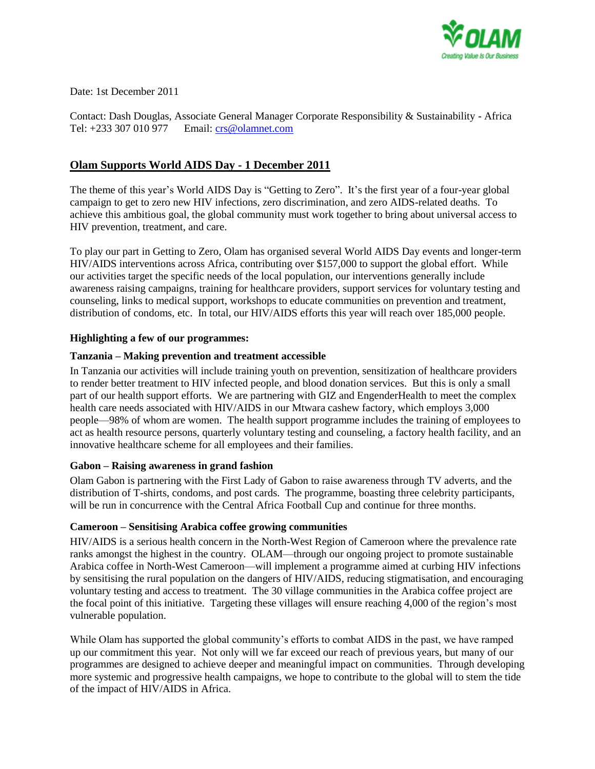Date: 1st December 2011

Contact: Dash Douglas, Associate General Manager Corporate Responsibility & Sustainability - Africa
Tel: +233 307 010 977 Email: crs@olamnet.com

## Olam Supports World AIDS Day - 1 December 2011

The theme of this year's World AIDS Day is "Getting to Zero". It's the first year of a four-year global campaign to get to zero new HIV infections, zero discrimination, and zero AIDS-related deaths. To achieve this ambitious goal, the global community must work together to bring about universal access to HIV prevention, treatment, and care.

To play our part in Getting to Zero, Olam has organised several World AIDS Day events and longer-term HIV/AIDS interventions across Africa, contributing over $157,000 to support the global effort. While our activities target the specific needs of the local population, our interventions generally include awareness raising campaigns, training for healthcare providers, support services for voluntary testing and counseling, links to medical support, workshops to educate communities on prevention and treatment, distribution of condoms, etc. In total, our HIV/AIDS efforts this year will reach over 185,000 people.

**Highlighting a few of our programmes:**

**Tanzania – Making prevention and treatment accessible**

In Tanzania our activities will include training youth on prevention, sensitization of healthcare providers to render better treatment to HIV infected people, and blood donation services. But this is only a small part of our health support efforts. We are partnering with GIZ and EngenderHealth to meet the complex health care needs associated with HIV/AIDS in our Mtwara cashew factory, which employs 3,000 people—98% of whom are women. The health support programme includes the training of employees to act as health resource persons, quarterly voluntary testing and counseling, a factory health facility, and an innovative healthcare scheme for all employees and their families.

**Gabon – Raising awareness in grand fashion**

Olam Gabon is partnering with the First Lady of Gabon to raise awareness through TV adverts, and the distribution of T-shirts, condoms, and post cards. The programme, boasting three celebrity participants, will be run in concurrence with the Central Africa Football Cup and continue for three months.

**Cameroon – Sensitising Arabica coffee growing communities**

HIV/AIDS is a serious health concern in the North-West Region of Cameroon where the prevalence rate ranks amongst the highest in the country. OLAM—through our ongoing project to promote sustainable Arabica coffee in North-West Cameroon—will implement a programme aimed at curbing HIV infections by sensitising the rural population on the dangers of HIV/AIDS, reducing stigmatisation, and encouraging voluntary testing and access to treatment. The 30 village communities in the Arabica coffee project are the focal point of this initiative. Targeting these villages will ensure reaching 4,000 of the region's most vulnerable population.

While Olam has supported the global community's efforts to combat AIDS in the past, we have ramped up our commitment this year. Not only will we far exceed our reach of previous years, but many of our programmes are designed to achieve deeper and meaningful impact on communities. Through developing more systemic and progressive health campaigns, we hope to contribute to the global will to stem the tide of the impact of HIV/AIDS in Africa.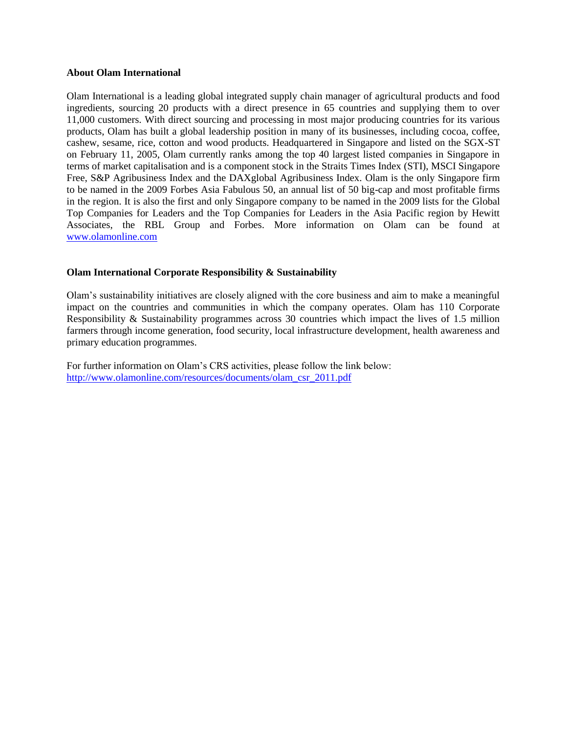**About Olam International**

Olam International is a leading global integrated supply chain manager of agricultural products and food ingredients, sourcing 20 products with a direct presence in 65 countries and supplying them to over 11,000 customers. With direct sourcing and processing in most major producing countries for its various products, Olam has built a global leadership position in many of its businesses, including cocoa, coffee, cashew, sesame, rice, cotton and wood products. Headquartered in Singapore and listed on the SGX-ST on February 11, 2005, Olam currently ranks among the top 40 largest listed companies in Singapore in terms of market capitalisation and is a component stock in the Straits Times Index (STI), MSCI Singapore Free, S&P Agribusiness Index and the DAXglobal Agribusiness Index. Olam is the only Singapore firm to be named in the 2009 Forbes Asia Fabulous 50, an annual list of 50 big-cap and most profitable firms in the region. It is also the first and only Singapore company to be named in the 2009 lists for the Global Top Companies for Leaders and the Top Companies for Leaders in the Asia Pacific region by Hewitt Associates, the RBL Group and Forbes. More information on Olam can be found at www.olamonline.com

**Olam International Corporate Responsibility & Sustainability**

Olam's sustainability initiatives are closely aligned with the core business and aim to make a meaningful impact on the countries and communities in which the company operates. Olam has 110 Corporate Responsibility & Sustainability programmes across 30 countries which impact the lives of 1.5 million farmers through income generation, food security, local infrastructure development, health awareness and primary education programmes.

For further information on Olam's CRS activities, please follow the link below:
http://www.olamonline.com/resources/documents/olam_csr_2011.pdf